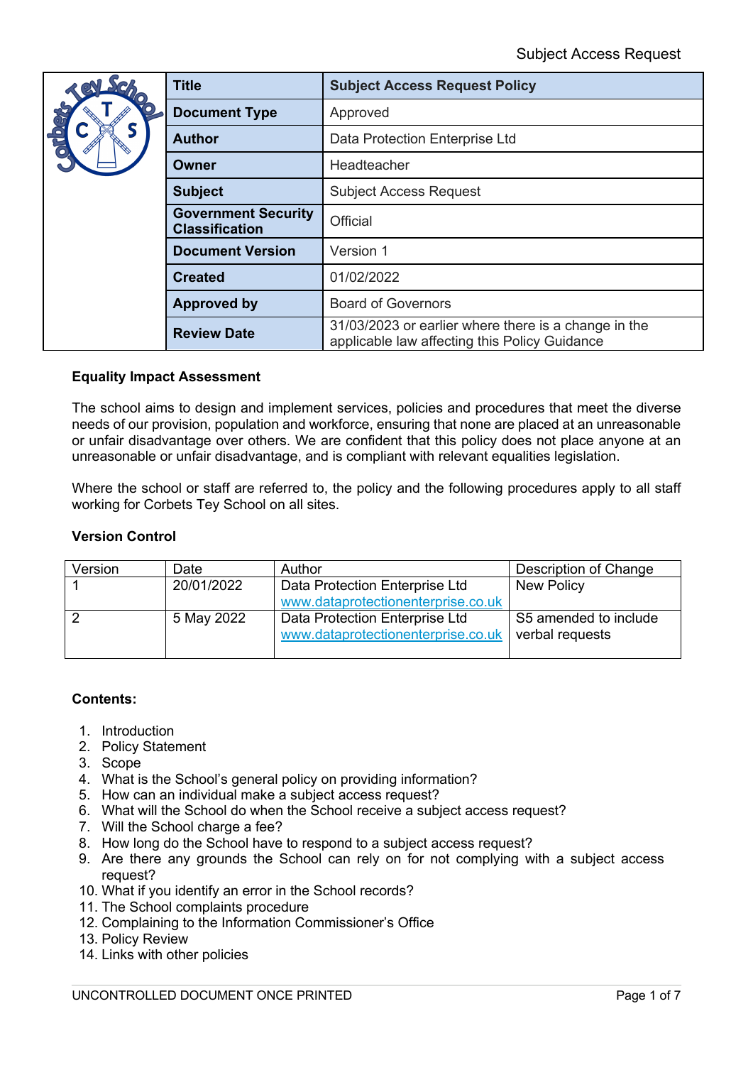| Title | Subject Access Request Policy |
|---|---|
| Document Type | Approved |
| Author | Data Protection Enterprise Ltd |
| Owner | Headteacher |
| Subject | Subject Access Request |
| Government Security Classification | Official |
| Document Version | Version 1 |
| Created | 01/02/2022 |
| Approved by | Board of Governors |
| Review Date | 31/03/2023 or earlier where there is a change in the applicable law affecting this Policy Guidance |

**Equality Impact Assessment**

The school aims to design and implement services, policies and procedures that meet the diverse needs of our provision, population and workforce, ensuring that none are placed at an unreasonable or unfair disadvantage over others. We are confident that this policy does not place anyone at an unreasonable or unfair disadvantage, and is compliant with relevant equalities legislation.

Where the school or staff are referred to, the policy and the following procedures apply to all staff working for Corbets Tey School on all sites.

**Version Control**

| Version | Date | Author | Description of Change |
|---|---|---|---|
| 1 | 20/01/2022 | Data Protection Enterprise Ltd www.dataprotectionenterprise.co.uk | New Policy |
| 2 | 5 May 2022 | Data Protection Enterprise Ltd www.dataprotectionenterprise.co.uk | S5 amended to include verbal requests |

**Contents:**

1. Introduction
2. Policy Statement
3. Scope
4. What is the School's general policy on providing information?
5. How can an individual make a subject access request?
6. What will the School do when the School receive a subject access request?
7. Will the School charge a fee?
8. How long do the School have to respond to a subject access request?
9. Are there any grounds the School can rely on for not complying with a subject access request?
10. What if you identify an error in the School records?
11. The School complaints procedure
12. Complaining to the Information Commissioner's Office
13. Policy Review
14. Links with other policies

UNCONTROLLED DOCUMENT ONCE PRINTED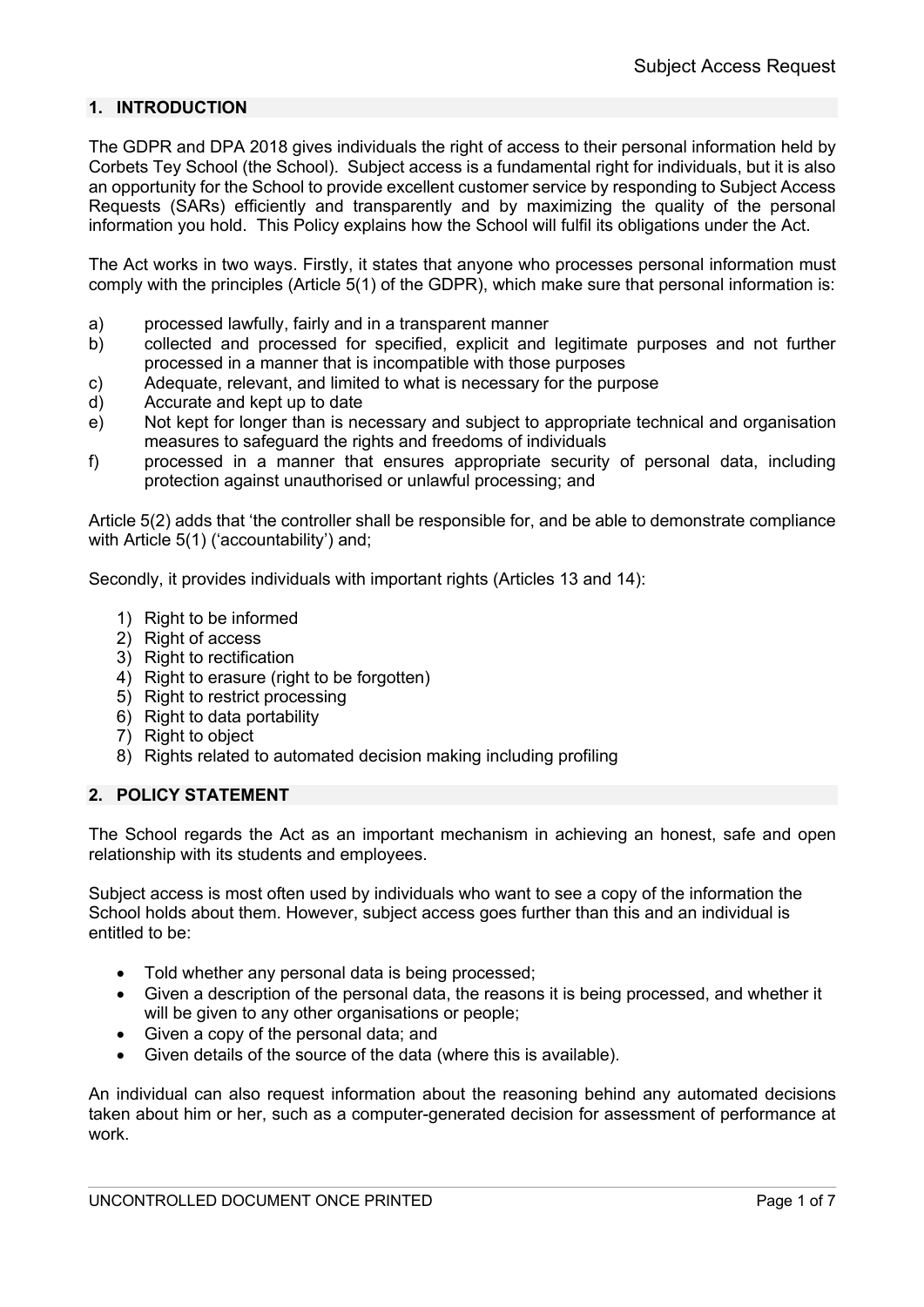## 1. INTRODUCTION

The GDPR and DPA 2018 gives individuals the right of access to their personal information held by Corbets Tey School (the School). Subject access is a fundamental right for individuals, but it is also an opportunity for the School to provide excellent customer service by responding to Subject Access Requests (SARs) efficiently and transparently and by maximizing the quality of the personal information you hold. This Policy explains how the School will fulfil its obligations under the Act.

The Act works in two ways. Firstly, it states that anyone who processes personal information must comply with the principles (Article 5(1) of the GDPR), which make sure that personal information is:

a) processed lawfully, fairly and in a transparent manner
b) collected and processed for specified, explicit and legitimate purposes and not further processed in a manner that is incompatible with those purposes
c) Adequate, relevant, and limited to what is necessary for the purpose
d) Accurate and kept up to date
e) Not kept for longer than is necessary and subject to appropriate technical and organisation measures to safeguard the rights and freedoms of individuals
f) processed in a manner that ensures appropriate security of personal data, including protection against unauthorised or unlawful processing; and

Article 5(2) adds that 'the controller shall be responsible for, and be able to demonstrate compliance with Article 5(1) ('accountability') and;

Secondly, it provides individuals with important rights (Articles 13 and 14):

1) Right to be informed
2) Right of access
3) Right to rectification
4) Right to erasure (right to be forgotten)
5) Right to restrict processing
6) Right to data portability
7) Right to object
8) Rights related to automated decision making including profiling

## 2. POLICY STATEMENT

The School regards the Act as an important mechanism in achieving an honest, safe and open relationship with its students and employees.

Subject access is most often used by individuals who want to see a copy of the information the School holds about them. However, subject access goes further than this and an individual is entitled to be:

- Told whether any personal data is being processed;
- Given a description of the personal data, the reasons it is being processed, and whether it will be given to any other organisations or people;
- Given a copy of the personal data; and
- Given details of the source of the data (where this is available).

An individual can also request information about the reasoning behind any automated decisions taken about him or her, such as a computer-generated decision for assessment of performance at work.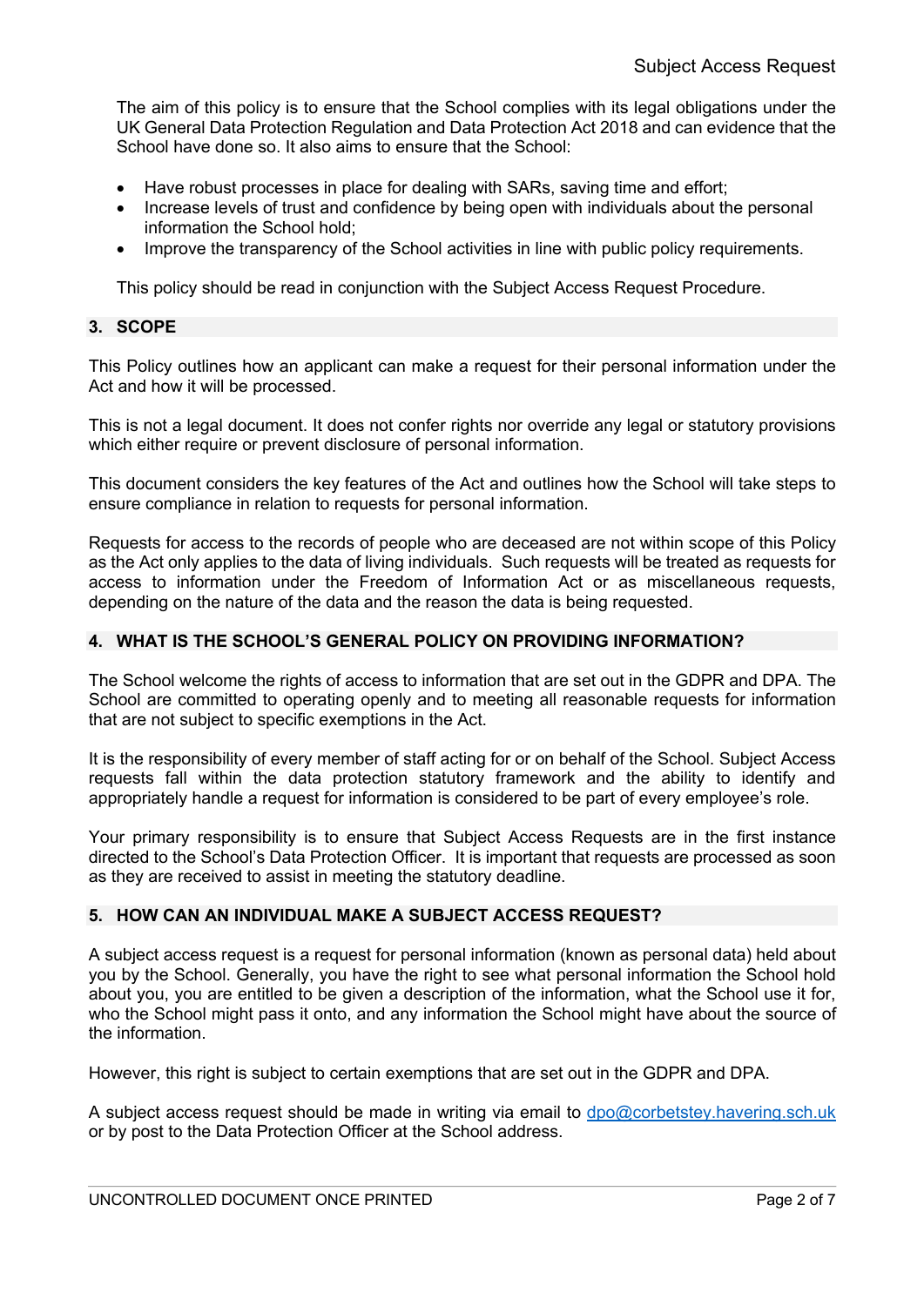The aim of this policy is to ensure that the School complies with its legal obligations under the UK General Data Protection Regulation and Data Protection Act 2018 and can evidence that the School have done so. It also aims to ensure that the School:

- Have robust processes in place for dealing with SARs, saving time and effort;
- Increase levels of trust and confidence by being open with individuals about the personal information the School hold;
- Improve the transparency of the School activities in line with public policy requirements.

This policy should be read in conjunction with the Subject Access Request Procedure.

## 3. SCOPE

This Policy outlines how an applicant can make a request for their personal information under the Act and how it will be processed.

This is not a legal document. It does not confer rights nor override any legal or statutory provisions which either require or prevent disclosure of personal information.

This document considers the key features of the Act and outlines how the School will take steps to ensure compliance in relation to requests for personal information.

Requests for access to the records of people who are deceased are not within scope of this Policy as the Act only applies to the data of living individuals. Such requests will be treated as requests for access to information under the Freedom of Information Act or as miscellaneous requests, depending on the nature of the data and the reason the data is being requested.

## 4. WHAT IS THE SCHOOL'S GENERAL POLICY ON PROVIDING INFORMATION?

The School welcome the rights of access to information that are set out in the GDPR and DPA. The School are committed to operating openly and to meeting all reasonable requests for information that are not subject to specific exemptions in the Act.

It is the responsibility of every member of staff acting for or on behalf of the School. Subject Access requests fall within the data protection statutory framework and the ability to identify and appropriately handle a request for information is considered to be part of every employee's role.

Your primary responsibility is to ensure that Subject Access Requests are in the first instance directed to the School's Data Protection Officer. It is important that requests are processed as soon as they are received to assist in meeting the statutory deadline.

## 5. HOW CAN AN INDIVIDUAL MAKE A SUBJECT ACCESS REQUEST?

A subject access request is a request for personal information (known as personal data) held about you by the School. Generally, you have the right to see what personal information the School hold about you, you are entitled to be given a description of the information, what the School use it for, who the School might pass it onto, and any information the School might have about the source of the information.

However, this right is subject to certain exemptions that are set out in the GDPR and DPA.

A subject access request should be made in writing via email to dpo@corbetsey.havering.sch.uk or by post to the Data Protection Officer at the School address.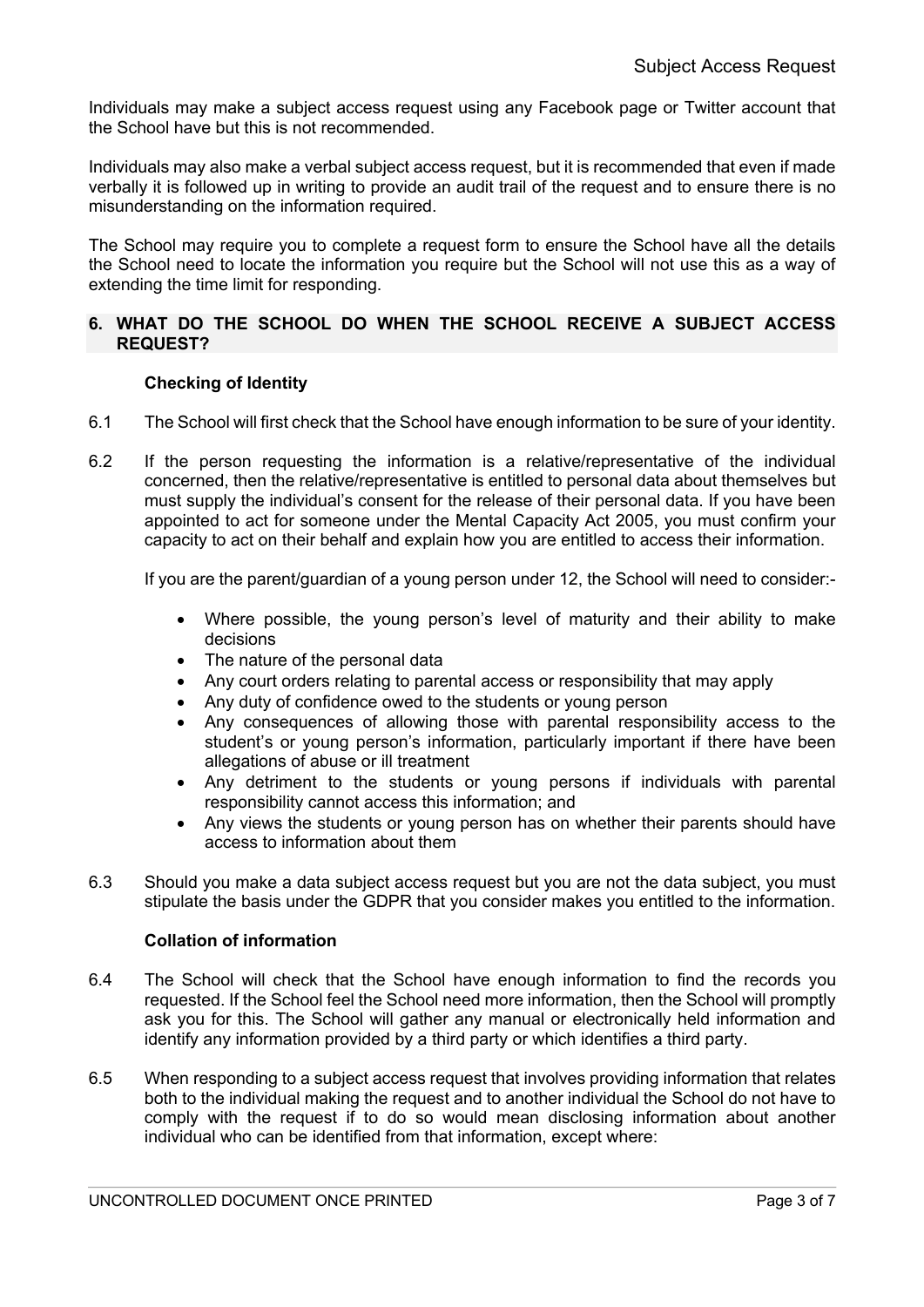Individuals may make a subject access request using any Facebook page or Twitter account that the School have but this is not recommended.

Individuals may also make a verbal subject access request, but it is recommended that even if made verbally it is followed up in writing to provide an audit trail of the request and to ensure there is no misunderstanding on the information required.

The School may require you to complete a request form to ensure the School have all the details the School need to locate the information you require but the School will not use this as a way of extending the time limit for responding.

## 6. WHAT DO THE SCHOOL DO WHEN THE SCHOOL RECEIVE A SUBJECT ACCESS REQUEST?

**Checking of Identity**

6.1 The School will first check that the School have enough information to be sure of your identity.

6.2 If the person requesting the information is a relative/representative of the individual concerned, then the relative/representative is entitled to personal data about themselves but must supply the individual's consent for the release of their personal data. If you have been appointed to act for someone under the Mental Capacity Act 2005, you must confirm your capacity to act on their behalf and explain how you are entitled to access their information.

If you are the parent/guardian of a young person under 12, the School will need to consider:-

- Where possible, the young person's level of maturity and their ability to make decisions
- The nature of the personal data
- Any court orders relating to parental access or responsibility that may apply
- Any duty of confidence owed to the students or young person
- Any consequences of allowing those with parental responsibility access to the student's or young person's information, particularly important if there have been allegations of abuse or ill treatment
- Any detriment to the students or young persons if individuals with parental responsibility cannot access this information; and
- Any views the students or young person has on whether their parents should have access to information about them

6.3 Should you make a data subject access request but you are not the data subject, you must stipulate the basis under the GDPR that you consider makes you entitled to the information.

**Collation of information**

6.4 The School will check that the School have enough information to find the records you requested. If the School feel the School need more information, then the School will promptly ask you for this. The School will gather any manual or electronically held information and identify any information provided by a third party or which identifies a third party.

6.5 When responding to a subject access request that involves providing information that relates both to the individual making the request and to another individual the School do not have to comply with the request if to do so would mean disclosing information about another individual who can be identified from that information, except where: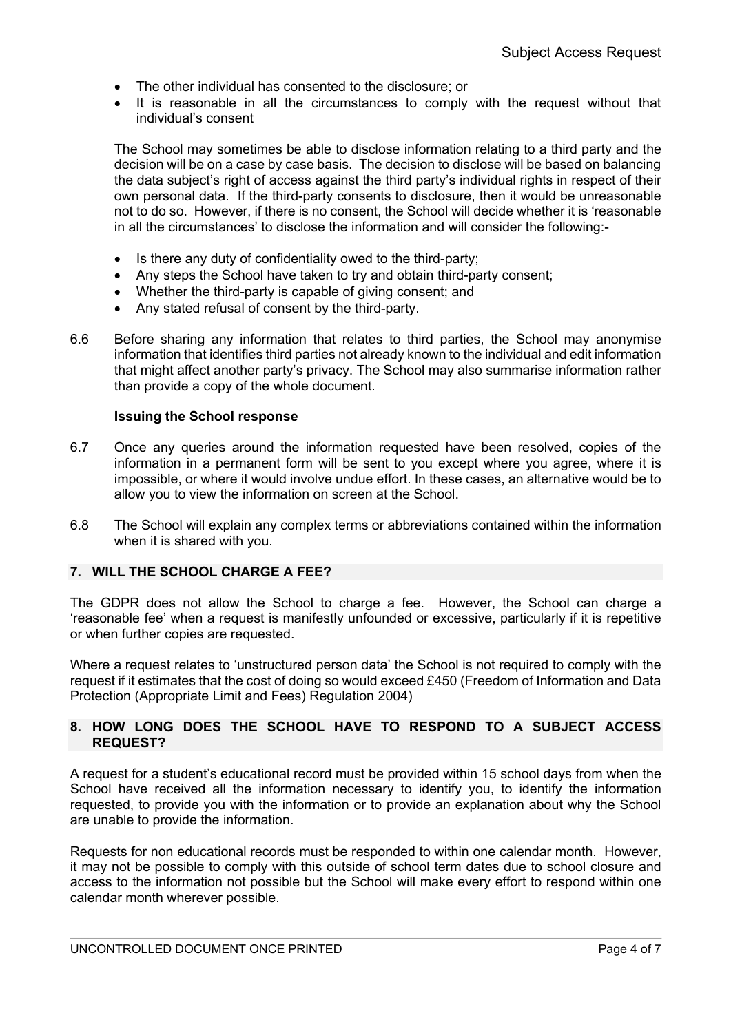- The other individual has consented to the disclosure; or
- It is reasonable in all the circumstances to comply with the request without that individual's consent

The School may sometimes be able to disclose information relating to a third party and the decision will be on a case by case basis. The decision to disclose will be based on balancing the data subject's right of access against the third party's individual rights in respect of their own personal data. If the third-party consents to disclosure, then it would be unreasonable not to do so. However, if there is no consent, the School will decide whether it is 'reasonable in all the circumstances' to disclose the information and will consider the following:-

- Is there any duty of confidentiality owed to the third-party;
- Any steps the School have taken to try and obtain third-party consent;
- Whether the third-party is capable of giving consent; and
- Any stated refusal of consent by the third-party.

6.6 Before sharing any information that relates to third parties, the School may anonymise information that identifies third parties not already known to the individual and edit information that might affect another party's privacy. The School may also summarise information rather than provide a copy of the whole document.

**Issuing the School response**

6.7 Once any queries around the information requested have been resolved, copies of the information in a permanent form will be sent to you except where you agree, where it is impossible, or where it would involve undue effort. In these cases, an alternative would be to allow you to view the information on screen at the School.

6.8 The School will explain any complex terms or abbreviations contained within the information when it is shared with you.

## 7. WILL THE SCHOOL CHARGE A FEE?

The GDPR does not allow the School to charge a fee. However, the School can charge a 'reasonable fee' when a request is manifestly unfounded or excessive, particularly if it is repetitive or when further copies are requested.

Where a request relates to 'unstructured person data' the School is not required to comply with the request if it estimates that the cost of doing so would exceed £450 (Freedom of Information and Data Protection (Appropriate Limit and Fees) Regulation 2004)

## 8. HOW LONG DOES THE SCHOOL HAVE TO RESPOND TO A SUBJECT ACCESS REQUEST?

A request for a student's educational record must be provided within 15 school days from when the School have received all the information necessary to identify you, to identify the information requested, to provide you with the information or to provide an explanation about why the School are unable to provide the information.

Requests for non educational records must be responded to within one calendar month. However, it may not be possible to comply with this outside of school term dates due to school closure and access to the information not possible but the School will make every effort to respond within one calendar month wherever possible.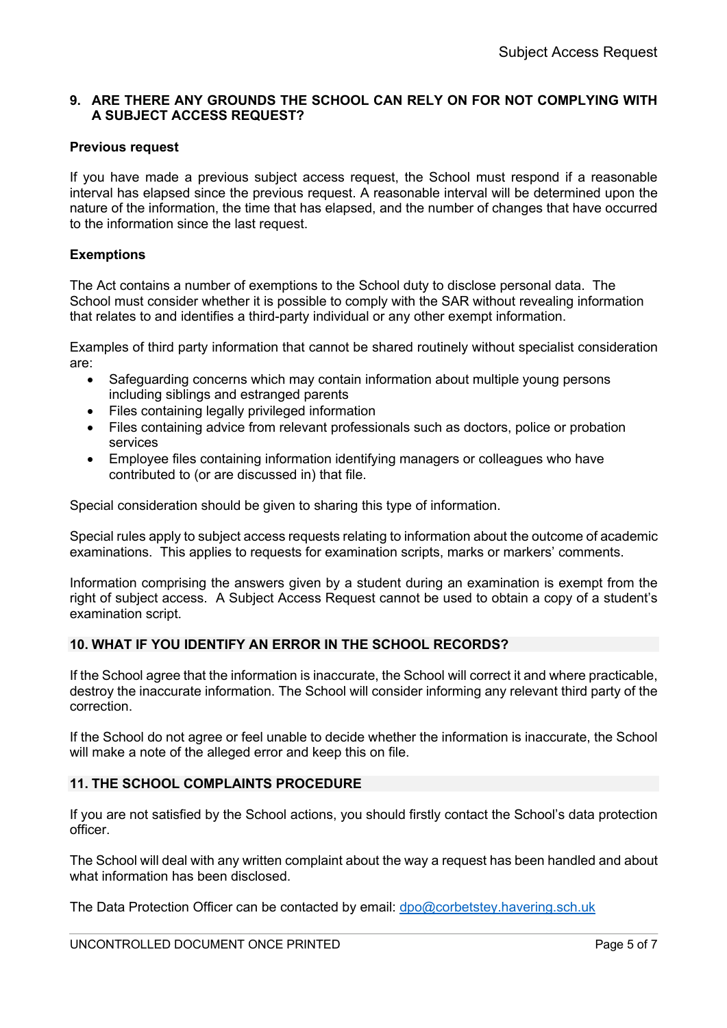## 9. ARE THERE ANY GROUNDS THE SCHOOL CAN RELY ON FOR NOT COMPLYING WITH A SUBJECT ACCESS REQUEST?

**Previous request**

If you have made a previous subject access request, the School must respond if a reasonable interval has elapsed since the previous request. A reasonable interval will be determined upon the nature of the information, the time that has elapsed, and the number of changes that have occurred to the information since the last request.

**Exemptions**

The Act contains a number of exemptions to the School duty to disclose personal data. The School must consider whether it is possible to comply with the SAR without revealing information that relates to and identifies a third-party individual or any other exempt information.

Examples of third party information that cannot be shared routinely without specialist consideration are:

- Safeguarding concerns which may contain information about multiple young persons including siblings and estranged parents
- Files containing legally privileged information
- Files containing advice from relevant professionals such as doctors, police or probation services
- Employee files containing information identifying managers or colleagues who have contributed to (or are discussed in) that file.

Special consideration should be given to sharing this type of information.

Special rules apply to subject access requests relating to information about the outcome of academic examinations. This applies to requests for examination scripts, marks or markers' comments.

Information comprising the answers given by a student during an examination is exempt from the right of subject access. A Subject Access Request cannot be used to obtain a copy of a student's examination script.

## 10. WHAT IF YOU IDENTIFY AN ERROR IN THE SCHOOL RECORDS?

If the School agree that the information is inaccurate, the School will correct it and where practicable, destroy the inaccurate information. The School will consider informing any relevant third party of the correction.

If the School do not agree or feel unable to decide whether the information is inaccurate, the School will make a note of the alleged error and keep this on file.

## 11. THE SCHOOL COMPLAINTS PROCEDURE

If you are not satisfied by the School actions, you should firstly contact the School's data protection officer.

The School will deal with any written complaint about the way a request has been handled and about what information has been disclosed.

The Data Protection Officer can be contacted by email: [dpo@corbetstey.havering.sch.uk](mailto:dpo@corbetstey.havering.sch.uk)

UNCONTROLLED DOCUMENT ONCE PRINTED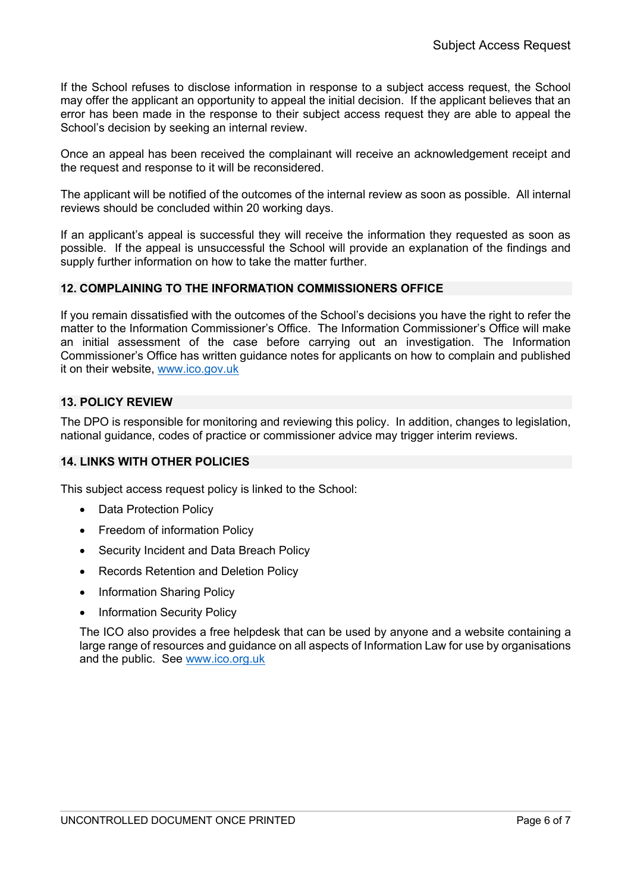If the School refuses to disclose information in response to a subject access request, the School may offer the applicant an opportunity to appeal the initial decision. If the applicant believes that an error has been made in the response to their subject access request they are able to appeal the School's decision by seeking an internal review.

Once an appeal has been received the complainant will receive an acknowledgement receipt and the request and response to it will be reconsidered.

The applicant will be notified of the outcomes of the internal review as soon as possible. All internal reviews should be concluded within 20 working days.

If an applicant's appeal is successful they will receive the information they requested as soon as possible. If the appeal is unsuccessful the School will provide an explanation of the findings and supply further information on how to take the matter further.

## 12. COMPLAINING TO THE INFORMATION COMMISSIONERS OFFICE

If you remain dissatisfied with the outcomes of the School's decisions you have the right to refer the matter to the Information Commissioner's Office. The Information Commissioner's Office will make an initial assessment of the case before carrying out an investigation. The Information Commissioner's Office has written guidance notes for applicants on how to complain and published it on their website, www.ico.gov.uk

## 13. POLICY REVIEW

The DPO is responsible for monitoring and reviewing this policy. In addition, changes to legislation, national guidance, codes of practice or commissioner advice may trigger interim reviews.

## 14. LINKS WITH OTHER POLICIES

This subject access request policy is linked to the School:

- Data Protection Policy
- Freedom of information Policy
- Security Incident and Data Breach Policy
- Records Retention and Deletion Policy
- Information Sharing Policy
- Information Security Policy

The ICO also provides a free helpdesk that can be used by anyone and a website containing a large range of resources and guidance on all aspects of Information Law for use by organisations and the public. See www.ico.org.uk